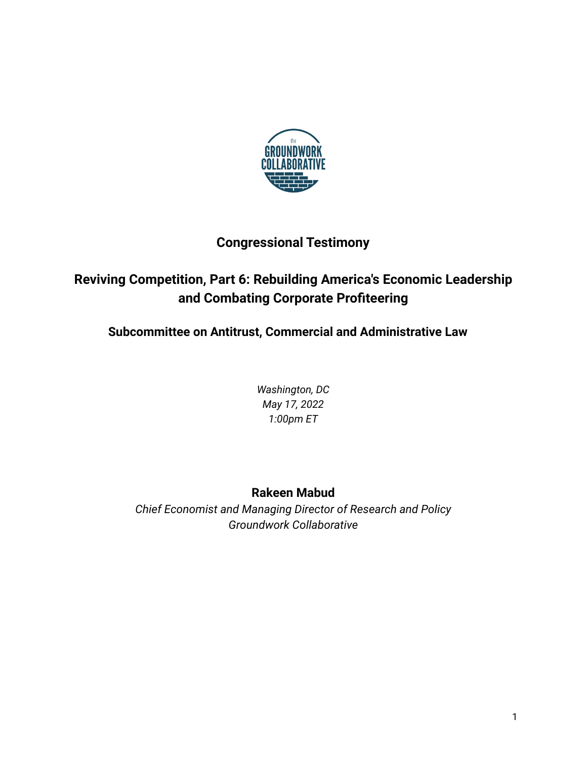# Congressional Testimony

## Reviving Competition, Part 6: Rebuilding America's Economic Leadership and Combating Corporate Profiteering

### Subcommittee on Antitrust, Commercial and Administrative Law

*Washington, DC*
*May 17, 2022*
*1:00pm ET*

**Rakeen Mabud**
*Chief Economist and Managing Director of Research and Policy*
*Groundwork Collaborative*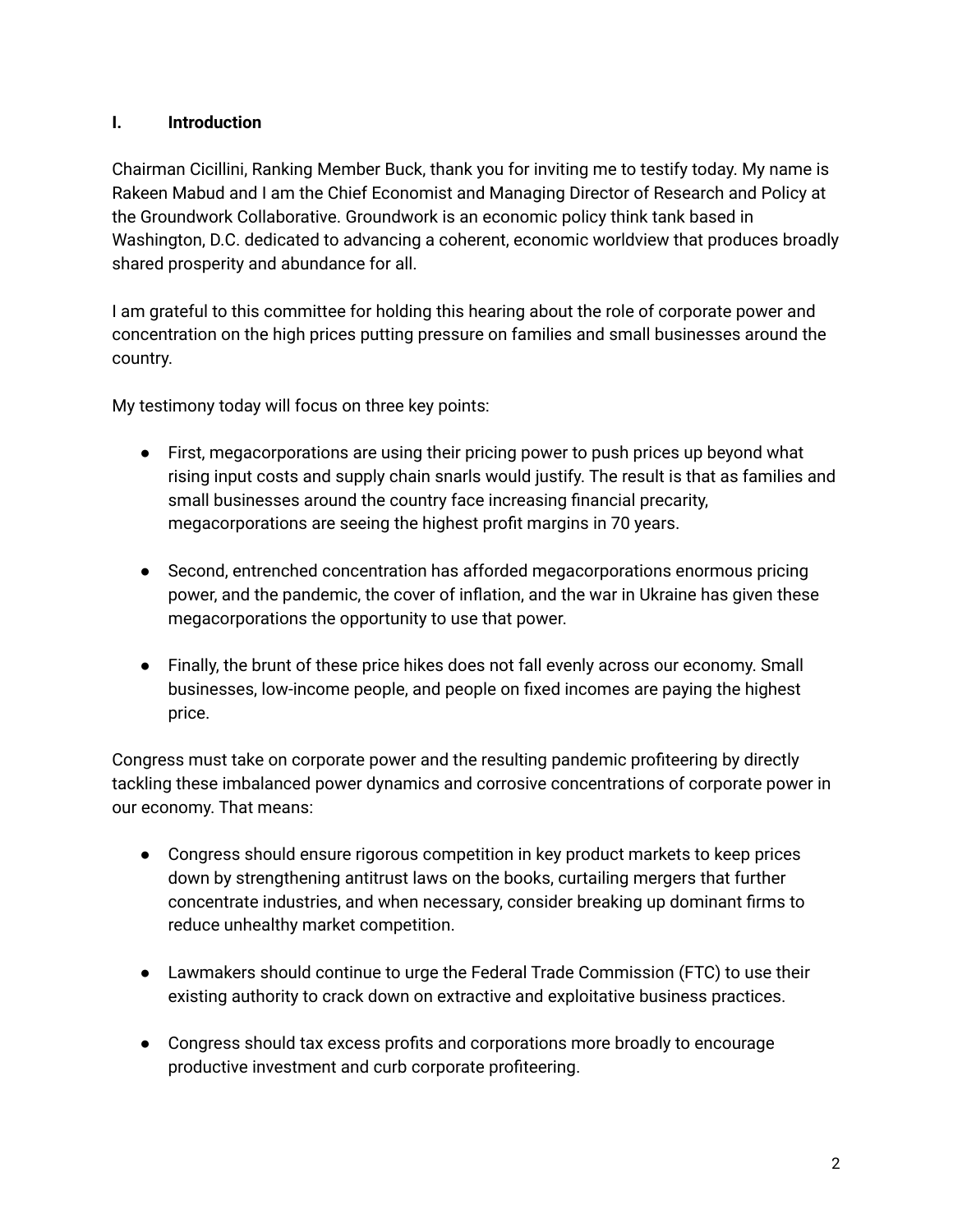## I. Introduction

Chairman Cicillini, Ranking Member Buck, thank you for inviting me to testify today. My name is Rakeen Mabud and I am the Chief Economist and Managing Director of Research and Policy at the Groundwork Collaborative. Groundwork is an economic policy think tank based in Washington, D.C. dedicated to advancing a coherent, economic worldview that produces broadly shared prosperity and abundance for all.

I am grateful to this committee for holding this hearing about the role of corporate power and concentration on the high prices putting pressure on families and small businesses around the country.

My testimony today will focus on three key points:

- First, megacorporations are using their pricing power to push prices up beyond what rising input costs and supply chain snarls would justify. The result is that as families and small businesses around the country face increasing financial precarity, megacorporations are seeing the highest profit margins in 70 years.

- Second, entrenched concentration has afforded megacorporations enormous pricing power, and the pandemic, the cover of inflation, and the war in Ukraine has given these megacorporations the opportunity to use that power.

- Finally, the brunt of these price hikes does not fall evenly across our economy. Small businesses, low-income people, and people on fixed incomes are paying the highest price.

Congress must take on corporate power and the resulting pandemic profiteering by directly tackling these imbalanced power dynamics and corrosive concentrations of corporate power in our economy. That means:

- Congress should ensure rigorous competition in key product markets to keep prices down by strengthening antitrust laws on the books, curtailing mergers that further concentrate industries, and when necessary, consider breaking up dominant firms to reduce unhealthy market competition.

- Lawmakers should continue to urge the Federal Trade Commission (FTC) to use their existing authority to crack down on extractive and exploitative business practices.

- Congress should tax excess profits and corporations more broadly to encourage productive investment and curb corporate profiteering.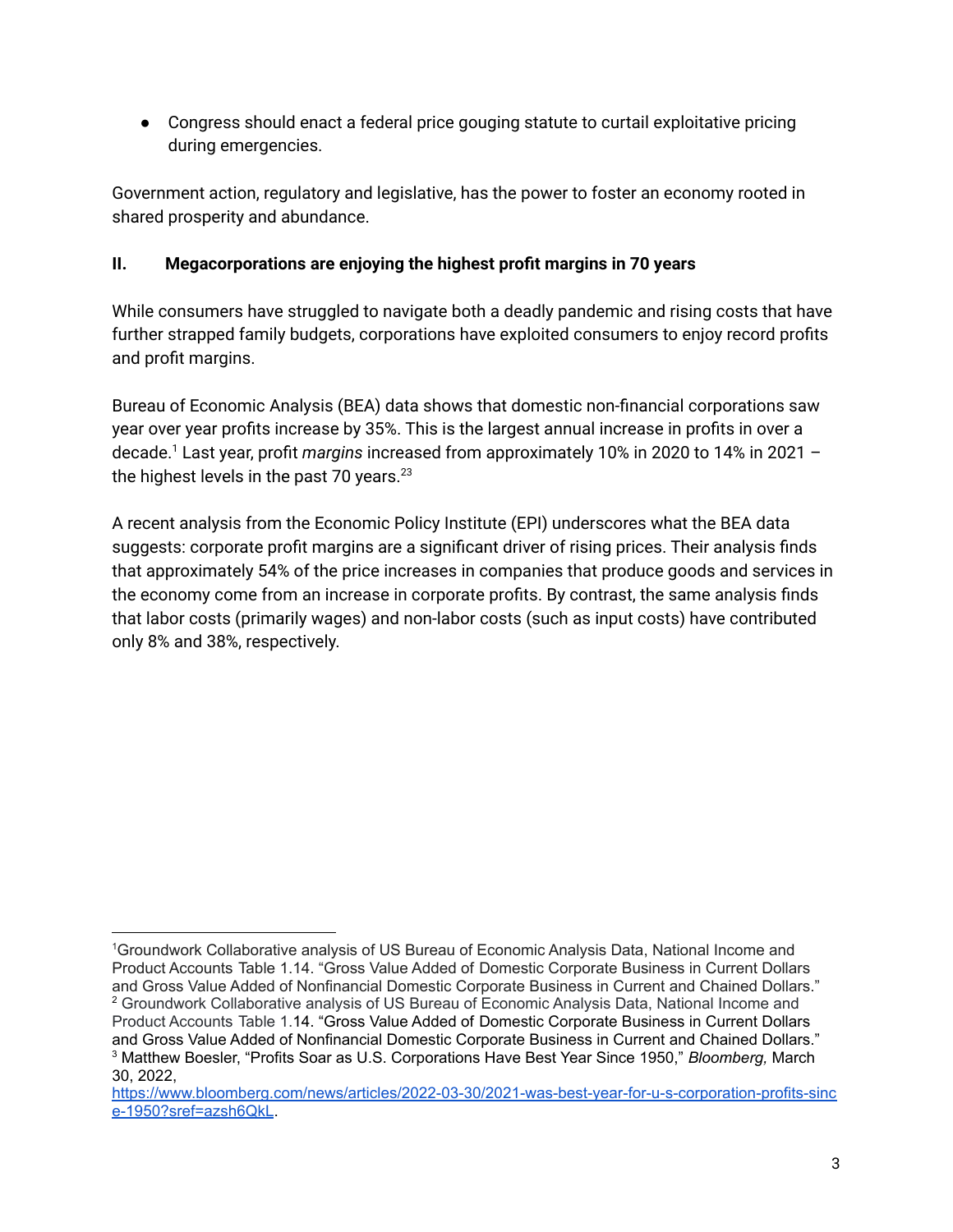- Congress should enact a federal price gouging statute to curtail exploitative pricing during emergencies.

Government action, regulatory and legislative, has the power to foster an economy rooted in shared prosperity and abundance.

## II. Megacorporations are enjoying the highest profit margins in 70 years

While consumers have struggled to navigate both a deadly pandemic and rising costs that have further strapped family budgets, corporations have exploited consumers to enjoy record profits and profit margins.

Bureau of Economic Analysis (BEA) data shows that domestic non-financial corporations saw year over year profits increase by 35%. This is the largest annual increase in profits in over a decade.[1] Last year, profit *margins* increased from approximately 10% in 2020 to 14% in 2021 – the highest levels in the past 70 years.[2][3]

A recent analysis from the Economic Policy Institute (EPI) underscores what the BEA data suggests: corporate profit margins are a significant driver of rising prices. Their analysis finds that approximately 54% of the price increases in companies that produce goods and services in the economy come from an increase in corporate profits. By contrast, the same analysis finds that labor costs (primarily wages) and non-labor costs (such as input costs) have contributed only 8% and 38%, respectively.

---

[1] Groundwork Collaborative analysis of US Bureau of Economic Analysis Data, National Income and Product Accounts Table 1.14. "Gross Value Added of Domestic Corporate Business in Current Dollars and Gross Value Added of Nonfinancial Domestic Corporate Business in Current and Chained Dollars."

[2] Groundwork Collaborative analysis of US Bureau of Economic Analysis Data, National Income and Product Accounts Table 1.14. "Gross Value Added of Domestic Corporate Business in Current Dollars and Gross Value Added of Nonfinancial Domestic Corporate Business in Current and Chained Dollars."

[3] Matthew Boesler, "Profits Soar as U.S. Corporations Have Best Year Since 1950," *Bloomberg,* March 30, 2022, https://www.bloomberg.com/news/articles/2022-03-30/2021-was-best-year-for-u-s-corporation-profits-since-1950?sref=azsh6QkL.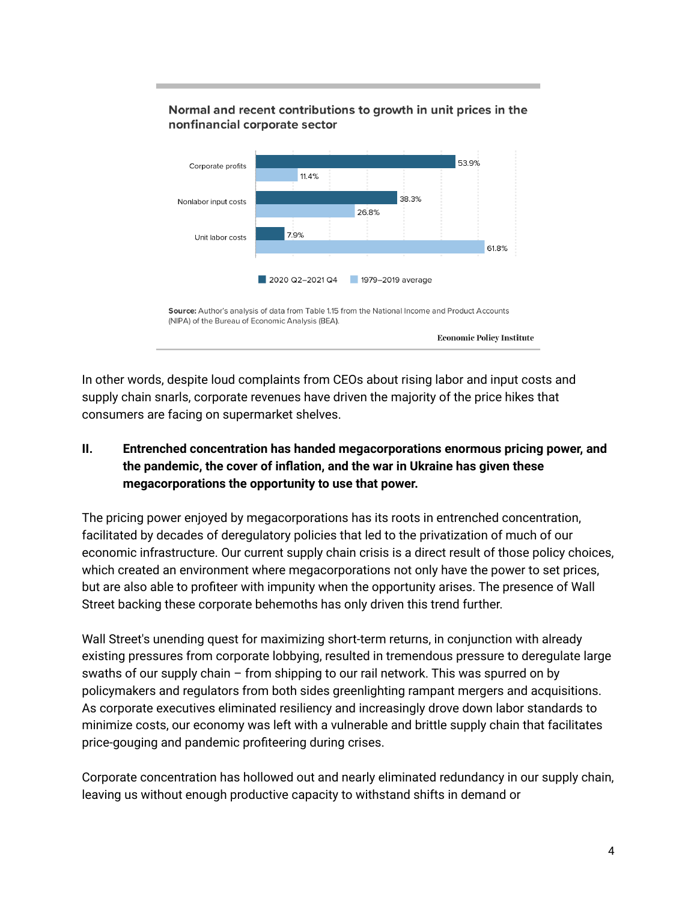**Normal and recent contributions to growth in unit prices in the nonfinancial corporate sector**

| | 2020 Q2–2021 Q4 | 1979–2019 average |
|---|---|---|
| Corporate profits | 53.9% | 11.4% |
| Nonlabor input costs | 38.3% | 26.8% |
| Unit labor costs | 7.9% | 61.8% |

**Source:** Author's analysis of data from Table 1.15 from the National Income and Product Accounts (NIPA) of the Bureau of Economic Analysis (BEA).

Economic Policy Institute

In other words, despite loud complaints from CEOs about rising labor and input costs and supply chain snarls, corporate revenues have driven the majority of the price hikes that consumers are facing on supermarket shelves.

## II. Entrenched concentration has handed megacorporations enormous pricing power, and the pandemic, the cover of inflation, and the war in Ukraine has given these megacorporations the opportunity to use that power.

The pricing power enjoyed by megacorporations has its roots in entrenched concentration, facilitated by decades of deregulatory policies that led to the privatization of much of our economic infrastructure. Our current supply chain crisis is a direct result of those policy choices, which created an environment where megacorporations not only have the power to set prices, but are also able to profiteer with impunity when the opportunity arises. The presence of Wall Street backing these corporate behemoths has only driven this trend further.

Wall Street's unending quest for maximizing short-term returns, in conjunction with already existing pressures from corporate lobbying, resulted in tremendous pressure to deregulate large swaths of our supply chain – from shipping to our rail network. This was spurred on by policymakers and regulators from both sides greenlighting rampant mergers and acquisitions. As corporate executives eliminated resiliency and increasingly drove down labor standards to minimize costs, our economy was left with a vulnerable and brittle supply chain that facilitates price-gouging and pandemic profiteering during crises.

Corporate concentration has hollowed out and nearly eliminated redundancy in our supply chain, leaving us without enough productive capacity to withstand shifts in demand or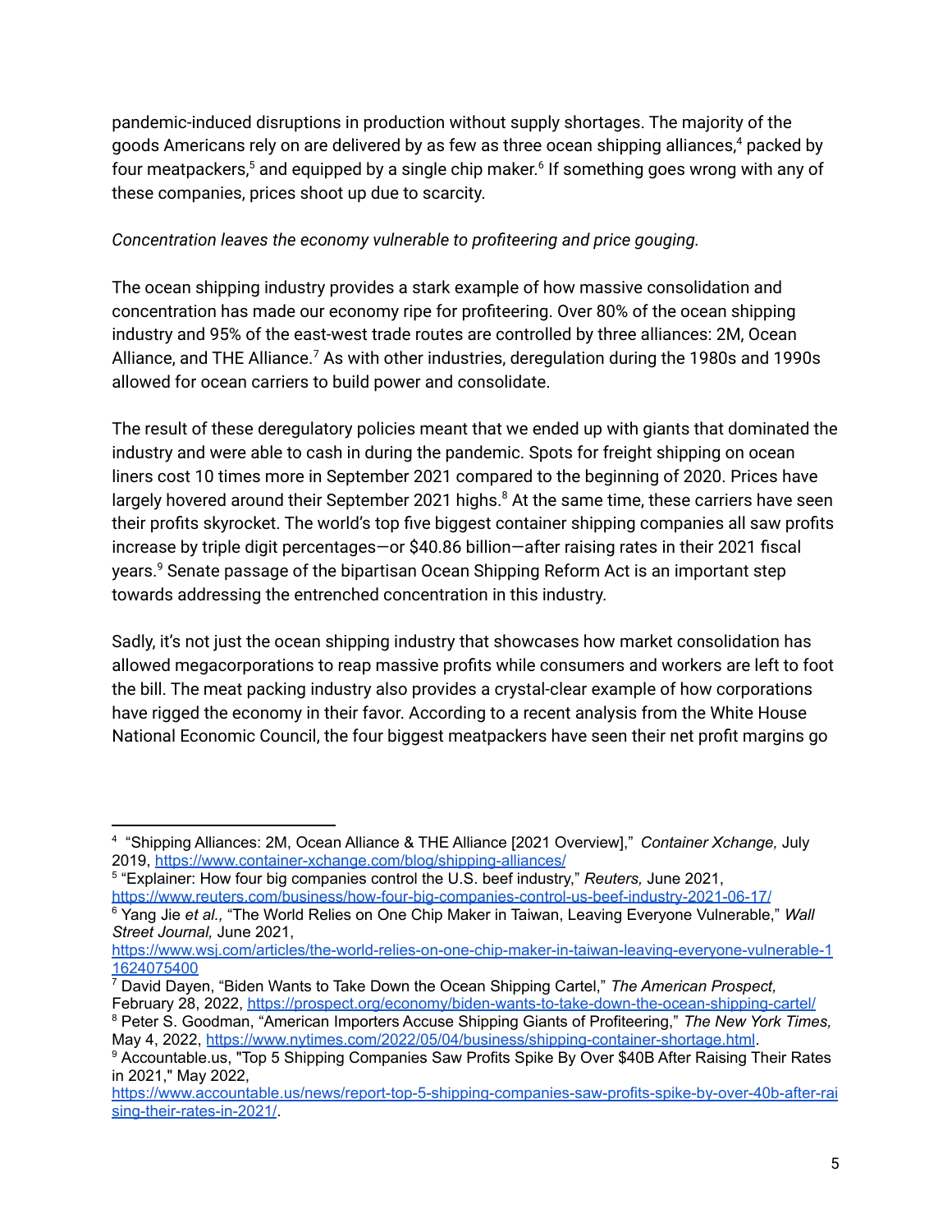pandemic-induced disruptions in production without supply shortages. The majority of the goods Americans rely on are delivered by as few as three ocean shipping alliances,[4] packed by four meatpackers,[5] and equipped by a single chip maker.[6] If something goes wrong with any of these companies, prices shoot up due to scarcity.

*Concentration leaves the economy vulnerable to profiteering and price gouging.*

The ocean shipping industry provides a stark example of how massive consolidation and concentration has made our economy ripe for profiteering. Over 80% of the ocean shipping industry and 95% of the east-west trade routes are controlled by three alliances: 2M, Ocean Alliance, and THE Alliance.[7] As with other industries, deregulation during the 1980s and 1990s allowed for ocean carriers to build power and consolidate.

The result of these deregulatory policies meant that we ended up with giants that dominated the industry and were able to cash in during the pandemic. Spots for freight shipping on ocean liners cost 10 times more in September 2021 compared to the beginning of 2020. Prices have largely hovered around their September 2021 highs.[8] At the same time, these carriers have seen their profits skyrocket. The world's top five biggest container shipping companies all saw profits increase by triple digit percentages—or $40.86 billion—after raising rates in their 2021 fiscal years.[9] Senate passage of the bipartisan Ocean Shipping Reform Act is an important step towards addressing the entrenched concentration in this industry.

Sadly, it's not just the ocean shipping industry that showcases how market consolidation has allowed megacorporations to reap massive profits while consumers and workers are left to foot the bill. The meat packing industry also provides a crystal-clear example of how corporations have rigged the economy in their favor. According to a recent analysis from the White House National Economic Council, the four biggest meatpackers have seen their net profit margins go

---

[4] "Shipping Alliances: 2M, Ocean Alliance & THE Alliance [2021 Overview]," *Container Xchange,* July 2019, https://www.container-xchange.com/blog/shipping-alliances/

[5] "Explainer: How four big companies control the U.S. beef industry," *Reuters,* June 2021, https://www.reuters.com/business/how-four-big-companies-control-us-beef-industry-2021-06-17/

[6] Yang Jie *et al.,* "The World Relies on One Chip Maker in Taiwan, Leaving Everyone Vulnerable," *Wall Street Journal,* June 2021, https://www.wsj.com/articles/the-world-relies-on-one-chip-maker-in-taiwan-leaving-everyone-vulnerable-11624075400

[7] David Dayen, "Biden Wants to Take Down the Ocean Shipping Cartel," *The American Prospect,* February 28, 2022, https://prospect.org/economy/biden-wants-to-take-down-the-ocean-shipping-cartel/

[8] Peter S. Goodman, "American Importers Accuse Shipping Giants of Profiteering," *The New York Times,* May 4, 2022, https://www.nytimes.com/2022/05/04/business/shipping-container-shortage.html.

[9] Accountable.us, "Top 5 Shipping Companies Saw Profits Spike By Over $40B After Raising Their Rates in 2021," May 2022, https://www.accountable.us/news/report-top-5-shipping-companies-saw-profits-spike-by-over-40b-after-raising-their-rates-in-2021/.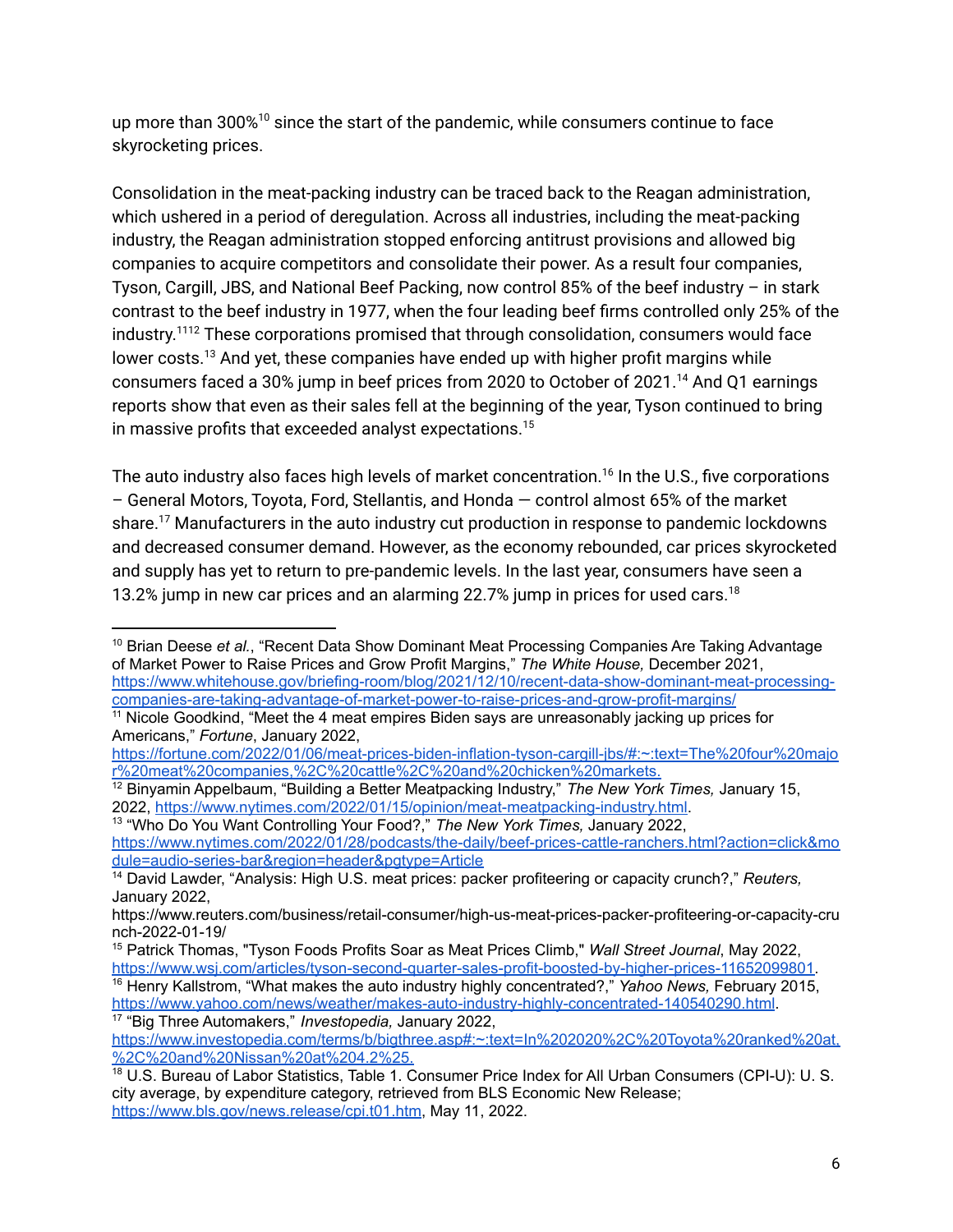up more than 300%[10] since the start of the pandemic, while consumers continue to face skyrocketing prices.

Consolidation in the meat-packing industry can be traced back to the Reagan administration, which ushered in a period of deregulation. Across all industries, including the meat-packing industry, the Reagan administration stopped enforcing antitrust provisions and allowed big companies to acquire competitors and consolidate their power. As a result four companies, Tyson, Cargill, JBS, and National Beef Packing, now control 85% of the beef industry – in stark contrast to the beef industry in 1977, when the four leading beef firms controlled only 25% of the industry.[11][12] These corporations promised that through consolidation, consumers would face lower costs.[13] And yet, these companies have ended up with higher profit margins while consumers faced a 30% jump in beef prices from 2020 to October of 2021.[14] And Q1 earnings reports show that even as their sales fell at the beginning of the year, Tyson continued to bring in massive profits that exceeded analyst expectations.[15]

The auto industry also faces high levels of market concentration.[16] In the U.S., five corporations – General Motors, Toyota, Ford, Stellantis, and Honda — control almost 65% of the market share.[17] Manufacturers in the auto industry cut production in response to pandemic lockdowns and decreased consumer demand. However, as the economy rebounded, car prices skyrocketed and supply has yet to return to pre-pandemic levels. In the last year, consumers have seen a 13.2% jump in new car prices and an alarming 22.7% jump in prices for used cars.[18]

---

[10] Brian Deese *et al.*, "Recent Data Show Dominant Meat Processing Companies Are Taking Advantage of Market Power to Raise Prices and Grow Profit Margins," *The White House,* December 2021, https://www.whitehouse.gov/briefing-room/blog/2021/12/10/recent-data-show-dominant-meat-processing-companies-are-taking-advantage-of-market-power-to-raise-prices-and-grow-profit-margins/

[11] Nicole Goodkind, "Meet the 4 meat empires Biden says are unreasonably jacking up prices for Americans," *Fortune*, January 2022, https://fortune.com/2022/01/06/meat-prices-biden-inflation-tyson-cargill-jbs/#:~:text=The%20four%20major%20meat%20companies,%2C%20cattle%2C%20and%20chicken%20markets.

[12] Binyamin Appelbaum, "Building a Better Meatpacking Industry," *The New York Times,* January 15, 2022, https://www.nytimes.com/2022/01/15/opinion/meat-meatpacking-industry.html.

[13] "Who Do You Want Controlling Your Food?," *The New York Times,* January 2022, https://www.nytimes.com/2022/01/28/podcasts/the-daily/beef-prices-cattle-ranchers.html?action=click&module=audio-series-bar&region=header&pgtype=Article

[14] David Lawder, "Analysis: High U.S. meat prices: packer profiteering or capacity crunch?," *Reuters,* January 2022, https://www.reuters.com/business/retail-consumer/high-us-meat-prices-packer-profiteering-or-capacity-crunch-2022-01-19/

[15] Patrick Thomas, "Tyson Foods Profits Soar as Meat Prices Climb," *Wall Street Journal*, May 2022, https://www.wsj.com/articles/tyson-second-quarter-sales-profit-boosted-by-higher-prices-11652099801.

[16] Henry Kallstrom, "What makes the auto industry highly concentrated?," *Yahoo News,* February 2015, https://www.yahoo.com/news/weather/makes-auto-industry-highly-concentrated-140540290.html.

[17] "Big Three Automakers," *Investopedia,* January 2022, https://www.investopedia.com/terms/b/bigthree.asp#:~:text=In%202020%2C%20Toyota%20ranked%20at,%2C%20and%20Nissan%20at%204.2%25.

[18] U.S. Bureau of Labor Statistics, Table 1. Consumer Price Index for All Urban Consumers (CPI-U): U. S. city average, by expenditure category, retrieved from BLS Economic New Release; https://www.bls.gov/news.release/cpi.t01.htm, May 11, 2022.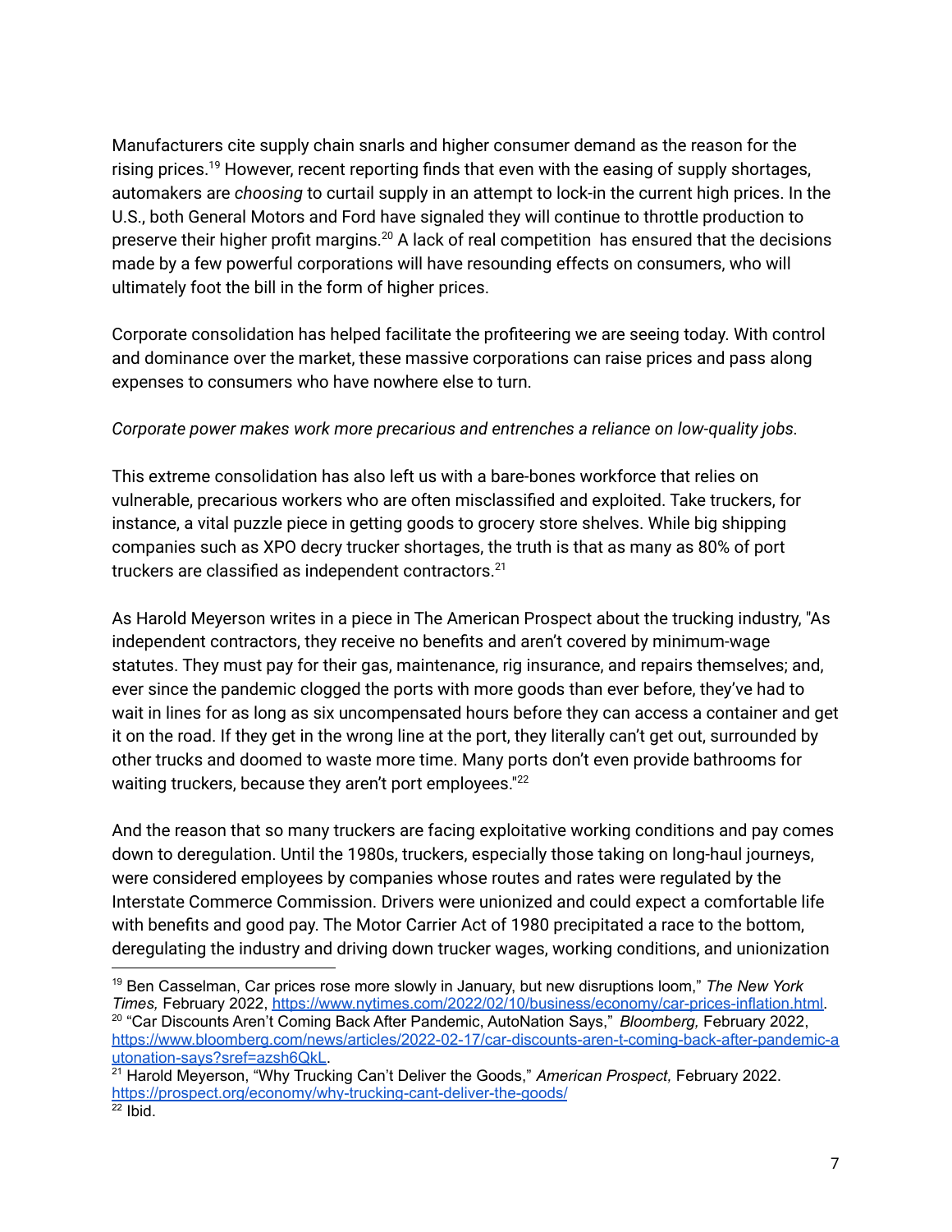Manufacturers cite supply chain snarls and higher consumer demand as the reason for the rising prices.[19] However, recent reporting finds that even with the easing of supply shortages, automakers are *choosing* to curtail supply in an attempt to lock-in the current high prices. In the U.S., both General Motors and Ford have signaled they will continue to throttle production to preserve their higher profit margins.[20] A lack of real competition has ensured that the decisions made by a few powerful corporations will have resounding effects on consumers, who will ultimately foot the bill in the form of higher prices.

Corporate consolidation has helped facilitate the profiteering we are seeing today. With control and dominance over the market, these massive corporations can raise prices and pass along expenses to consumers who have nowhere else to turn.

*Corporate power makes work more precarious and entrenches a reliance on low-quality jobs.*

This extreme consolidation has also left us with a bare-bones workforce that relies on vulnerable, precarious workers who are often misclassified and exploited. Take truckers, for instance, a vital puzzle piece in getting goods to grocery store shelves. While big shipping companies such as XPO decry trucker shortages, the truth is that as many as 80% of port truckers are classified as independent contractors.[21]

As Harold Meyerson writes in a piece in The American Prospect about the trucking industry, "As independent contractors, they receive no benefits and aren't covered by minimum-wage statutes. They must pay for their gas, maintenance, rig insurance, and repairs themselves; and, ever since the pandemic clogged the ports with more goods than ever before, they've had to wait in lines for as long as six uncompensated hours before they can access a container and get it on the road. If they get in the wrong line at the port, they literally can't get out, surrounded by other trucks and doomed to waste more time. Many ports don't even provide bathrooms for waiting truckers, because they aren't port employees."[22]

And the reason that so many truckers are facing exploitative working conditions and pay comes down to deregulation. Until the 1980s, truckers, especially those taking on long-haul journeys, were considered employees by companies whose routes and rates were regulated by the Interstate Commerce Commission. Drivers were unionized and could expect a comfortable life with benefits and good pay. The Motor Carrier Act of 1980 precipitated a race to the bottom, deregulating the industry and driving down trucker wages, working conditions, and unionization

---

[19] Ben Casselman, Car prices rose more slowly in January, but new disruptions loom," *The New York Times,* February 2022, https://www.nytimes.com/2022/02/10/business/economy/car-prices-inflation.html.

[20] "Car Discounts Aren't Coming Back After Pandemic, AutoNation Says," *Bloomberg,* February 2022, https://www.bloomberg.com/news/articles/2022-02-17/car-discounts-aren-t-coming-back-after-pandemic-autonation-says?sref=azsh6QkL.

[21] Harold Meyerson, "Why Trucking Can't Deliver the Goods," *American Prospect,* February 2022. https://prospect.org/economy/why-trucking-cant-deliver-the-goods/

[22] Ibid.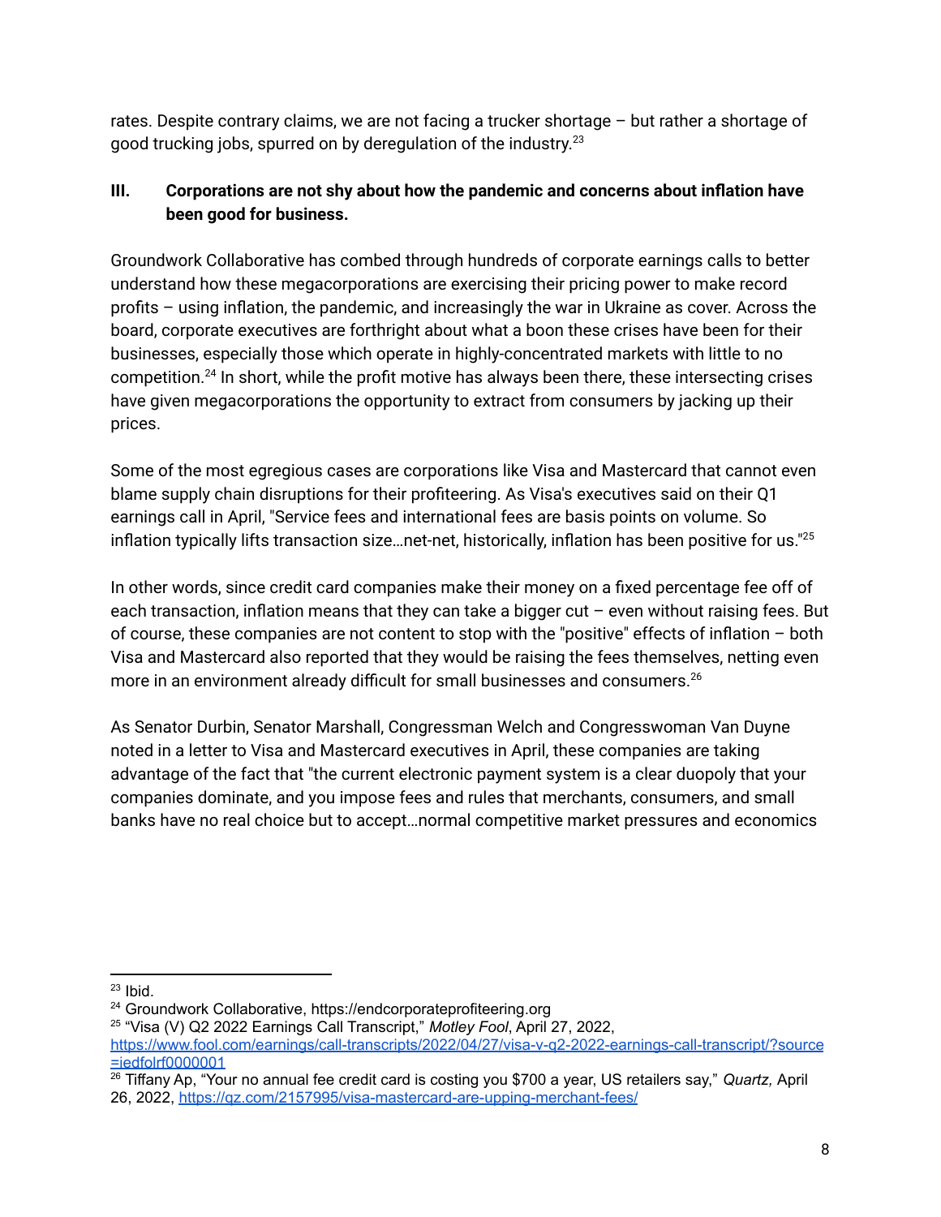rates. Despite contrary claims, we are not facing a trucker shortage – but rather a shortage of good trucking jobs, spurred on by deregulation of the industry.[23]

## III. Corporations are not shy about how the pandemic and concerns about inflation have been good for business.

Groundwork Collaborative has combed through hundreds of corporate earnings calls to better understand how these megacorporations are exercising their pricing power to make record profits – using inflation, the pandemic, and increasingly the war in Ukraine as cover. Across the board, corporate executives are forthright about what a boon these crises have been for their businesses, especially those which operate in highly-concentrated markets with little to no competition.[24] In short, while the profit motive has always been there, these intersecting crises have given megacorporations the opportunity to extract from consumers by jacking up their prices.

Some of the most egregious cases are corporations like Visa and Mastercard that cannot even blame supply chain disruptions for their profiteering. As Visa's executives said on their Q1 earnings call in April, "Service fees and international fees are basis points on volume. So inflation typically lifts transaction size…net-net, historically, inflation has been positive for us."[25]

In other words, since credit card companies make their money on a fixed percentage fee off of each transaction, inflation means that they can take a bigger cut – even without raising fees. But of course, these companies are not content to stop with the "positive" effects of inflation – both Visa and Mastercard also reported that they would be raising the fees themselves, netting even more in an environment already difficult for small businesses and consumers.[26]

As Senator Durbin, Senator Marshall, Congressman Welch and Congresswoman Van Duyne noted in a letter to Visa and Mastercard executives in April, these companies are taking advantage of the fact that "the current electronic payment system is a clear duopoly that your companies dominate, and you impose fees and rules that merchants, consumers, and small banks have no real choice but to accept…normal competitive market pressures and economics

---

[23] Ibid.

[24] Groundwork Collaborative, https://endcorporateprofiteering.org

[25] "Visa (V) Q2 2022 Earnings Call Transcript," *Motley Fool*, April 27, 2022, https://www.fool.com/earnings/call-transcripts/2022/04/27/visa-v-q2-2022-earnings-call-transcript/?source=iedfolrf0000001

[26] Tiffany Ap, "Your no annual fee credit card is costing you $700 a year, US retailers say," *Quartz,* April 26, 2022, https://qz.com/2157995/visa-mastercard-are-upping-merchant-fees/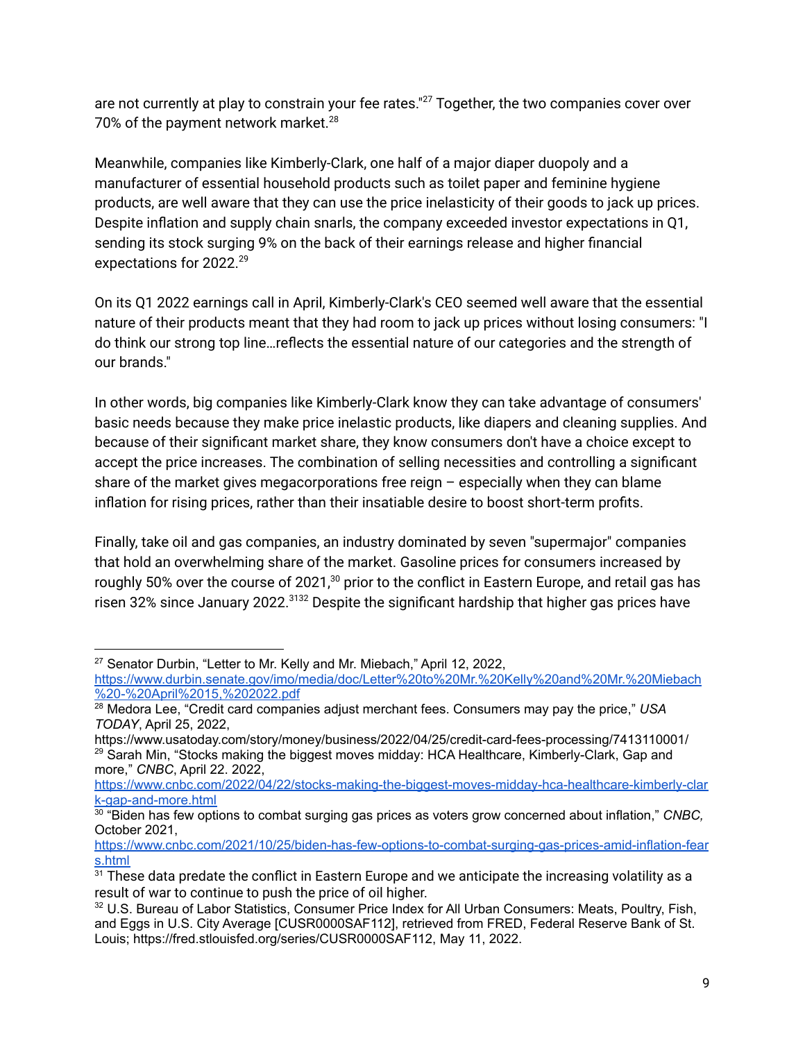are not currently at play to constrain your fee rates."[27] Together, the two companies cover over 70% of the payment network market.[28]

Meanwhile, companies like Kimberly-Clark, one half of a major diaper duopoly and a manufacturer of essential household products such as toilet paper and feminine hygiene products, are well aware that they can use the price inelasticity of their goods to jack up prices. Despite inflation and supply chain snarls, the company exceeded investor expectations in Q1, sending its stock surging 9% on the back of their earnings release and higher financial expectations for 2022.[29]

On its Q1 2022 earnings call in April, Kimberly-Clark's CEO seemed well aware that the essential nature of their products meant that they had room to jack up prices without losing consumers: "I do think our strong top line…reflects the essential nature of our categories and the strength of our brands."

In other words, big companies like Kimberly-Clark know they can take advantage of consumers' basic needs because they make price inelastic products, like diapers and cleaning supplies. And because of their significant market share, they know consumers don't have a choice except to accept the price increases. The combination of selling necessities and controlling a significant share of the market gives megacorporations free reign – especially when they can blame inflation for rising prices, rather than their insatiable desire to boost short-term profits.

Finally, take oil and gas companies, an industry dominated by seven "supermajor" companies that hold an overwhelming share of the market. Gasoline prices for consumers increased by roughly 50% over the course of 2021,[30] prior to the conflict in Eastern Europe, and retail gas has risen 32% since January 2022.[31][32] Despite the significant hardship that higher gas prices have

---

[27] Senator Durbin, "Letter to Mr. Kelly and Mr. Miebach," April 12, 2022, https://www.durbin.senate.gov/imo/media/doc/Letter%20to%20Mr.%20Kelly%20and%20Mr.%20Miebach%20-%20April%2015,%202022.pdf

[28] Medora Lee, "Credit card companies adjust merchant fees. Consumers may pay the price," *USA TODAY*, April 25, 2022, https://www.usatoday.com/story/money/business/2022/04/25/credit-card-fees-processing/7413110001/

[29] Sarah Min, "Stocks making the biggest moves midday: HCA Healthcare, Kimberly-Clark, Gap and more," *CNBC*, April 22. 2022, https://www.cnbc.com/2022/04/22/stocks-making-the-biggest-moves-midday-hca-healthcare-kimberly-clark-gap-and-more.html

[30] "Biden has few options to combat surging gas prices as voters grow concerned about inflation," *CNBC,* October 2021, https://www.cnbc.com/2021/10/25/biden-has-few-options-to-combat-surging-gas-prices-amid-inflation-fears.html

[31] These data predate the conflict in Eastern Europe and we anticipate the increasing volatility as a result of war to continue to push the price of oil higher.

[32] U.S. Bureau of Labor Statistics, Consumer Price Index for All Urban Consumers: Meats, Poultry, Fish, and Eggs in U.S. City Average [CUSR0000SAF112], retrieved from FRED, Federal Reserve Bank of St. Louis; https://fred.stlouisfed.org/series/CUSR0000SAF112, May 11, 2022.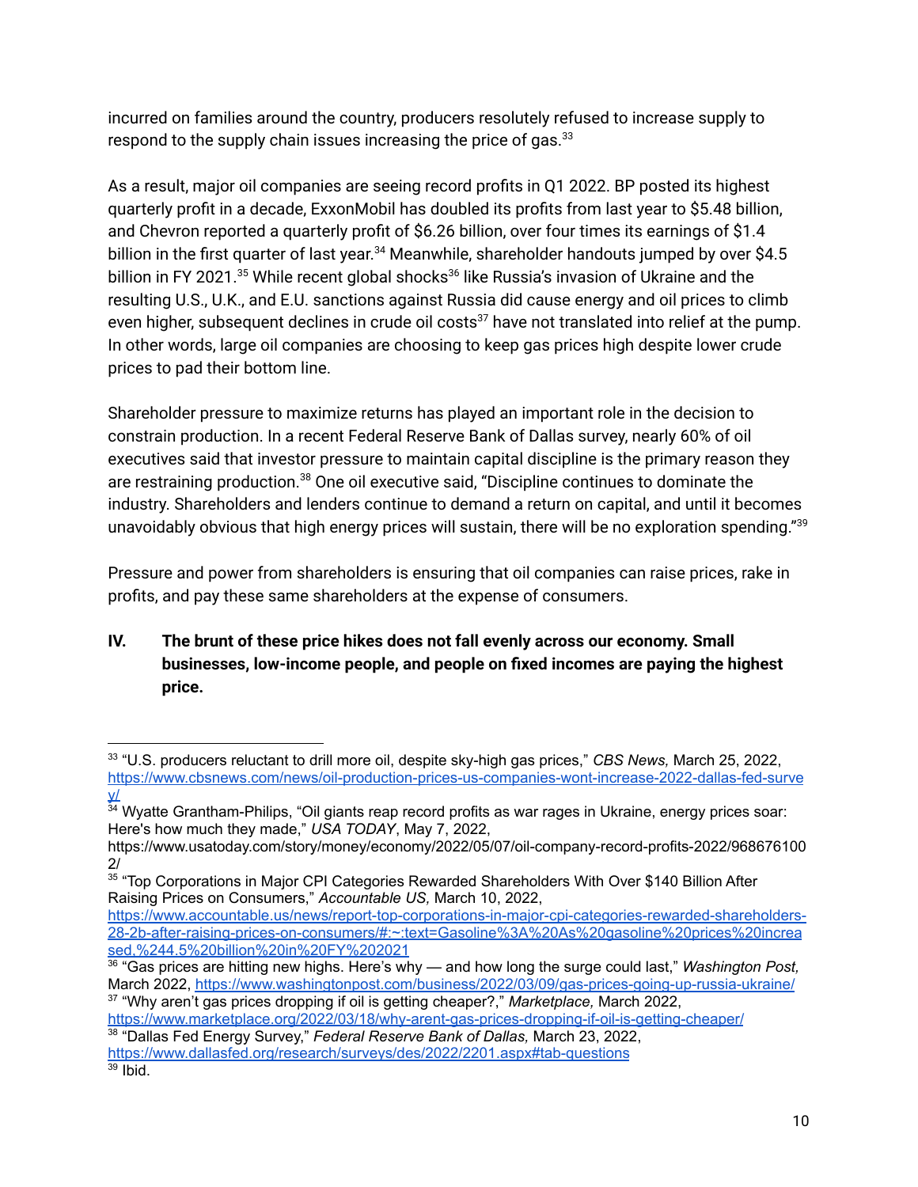incurred on families around the country, producers resolutely refused to increase supply to respond to the supply chain issues increasing the price of gas.[33]

As a result, major oil companies are seeing record profits in Q1 2022. BP posted its highest quarterly profit in a decade, ExxonMobil has doubled its profits from last year to $5.48 billion, and Chevron reported a quarterly profit of $6.26 billion, over four times its earnings of $1.4 billion in the first quarter of last year.[34] Meanwhile, shareholder handouts jumped by over $4.5 billion in FY 2021.[35] While recent global shocks[36] like Russia's invasion of Ukraine and the resulting U.S., U.K., and E.U. sanctions against Russia did cause energy and oil prices to climb even higher, subsequent declines in crude oil costs[37] have not translated into relief at the pump. In other words, large oil companies are choosing to keep gas prices high despite lower crude prices to pad their bottom line.

Shareholder pressure to maximize returns has played an important role in the decision to constrain production. In a recent Federal Reserve Bank of Dallas survey, nearly 60% of oil executives said that investor pressure to maintain capital discipline is the primary reason they are restraining production.[38] One oil executive said, "Discipline continues to dominate the industry. Shareholders and lenders continue to demand a return on capital, and until it becomes unavoidably obvious that high energy prices will sustain, there will be no exploration spending."[39]

Pressure and power from shareholders is ensuring that oil companies can raise prices, rake in profits, and pay these same shareholders at the expense of consumers.

## IV. The brunt of these price hikes does not fall evenly across our economy. Small businesses, low-income people, and people on fixed incomes are paying the highest price.

---

[33] "U.S. producers reluctant to drill more oil, despite sky-high gas prices," *CBS News,* March 25, 2022, https://www.cbsnews.com/news/oil-production-prices-us-companies-wont-increase-2022-dallas-fed-survey/

[34] Wyatte Grantham-Philips, "Oil giants reap record profits as war rages in Ukraine, energy prices soar: Here's how much they made," *USA TODAY*, May 7, 2022, https://www.usatoday.com/story/money/economy/2022/05/07/oil-company-record-profits-2022/9686761002/

[35] "Top Corporations in Major CPI Categories Rewarded Shareholders With Over $140 Billion After Raising Prices on Consumers," *Accountable US,* March 10, 2022, https://www.accountable.us/news/report-top-corporations-in-major-cpi-categories-rewarded-shareholders-28-2b-after-raising-prices-on-consumers/#:~:text=Gasoline%3A%20As%20gasoline%20prices%20increased,%244.5%20billion%20in%20FY%202021

[36] "Gas prices are hitting new highs. Here's why — and how long the surge could last," *Washington Post,* March 2022, https://www.washingtonpost.com/business/2022/03/09/gas-prices-going-up-russia-ukraine/

[37] "Why aren't gas prices dropping if oil is getting cheaper?," *Marketplace,* March 2022, https://www.marketplace.org/2022/03/18/why-arent-gas-prices-dropping-if-oil-is-getting-cheaper/

[38] "Dallas Fed Energy Survey," *Federal Reserve Bank of Dallas,* March 23, 2022, https://www.dallasfed.org/research/surveys/des/2022/2201.aspx#tab-questions

[39] Ibid.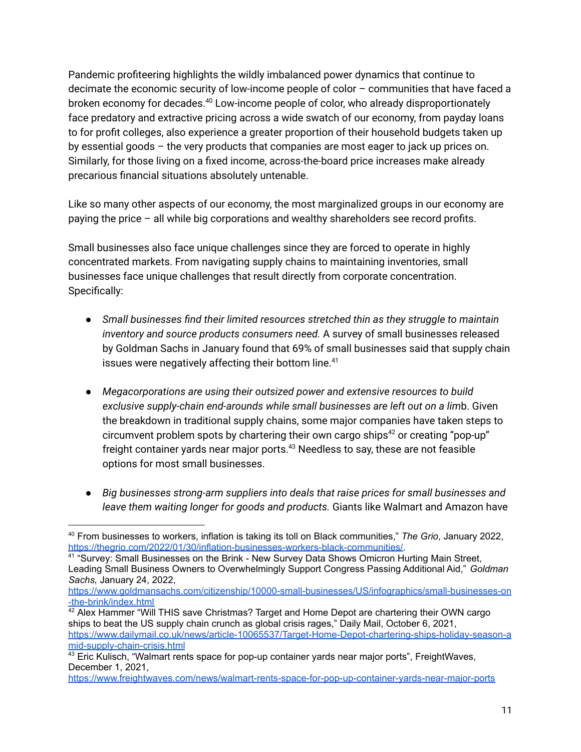Pandemic profiteering highlights the wildly imbalanced power dynamics that continue to decimate the economic security of low-income people of color – communities that have faced a broken economy for decades.[40] Low-income people of color, who already disproportionately face predatory and extractive pricing across a wide swatch of our economy, from payday loans to for profit colleges, also experience a greater proportion of their household budgets taken up by essential goods – the very products that companies are most eager to jack up prices on. Similarly, for those living on a fixed income, across-the-board price increases make already precarious financial situations absolutely untenable.

Like so many other aspects of our economy, the most marginalized groups in our economy are paying the price – all while big corporations and wealthy shareholders see record profits.

Small businesses also face unique challenges since they are forced to operate in highly concentrated markets. From navigating supply chains to maintaining inventories, small businesses face unique challenges that result directly from corporate concentration. Specifically:

- *Small businesses find their limited resources stretched thin as they struggle to maintain inventory and source products consumers need.* A survey of small businesses released by Goldman Sachs in January found that 69% of small businesses said that supply chain issues were negatively affecting their bottom line.[41]

- *Megacorporations are using their outsized power and extensive resources to build exclusive supply-chain end-arounds while small businesses are left out on a lim*b. Given the breakdown in traditional supply chains, some major companies have taken steps to circumvent problem spots by chartering their own cargo ships[42] or creating "pop-up" freight container yards near major ports.[43] Needless to say, these are not feasible options for most small businesses.

- *Big businesses strong-arm suppliers into deals that raise prices for small businesses and leave them waiting longer for goods and products.* Giants like Walmart and Amazon have

---

[40] From businesses to workers, inflation is taking its toll on Black communities," *The Grio*, January 2022, https://thegrio.com/2022/01/30/inflation-businesses-workers-black-communities/.

[41] "Survey: Small Businesses on the Brink - New Survey Data Shows Omicron Hurting Main Street, Leading Small Business Owners to Overwhelmingly Support Congress Passing Additional Aid," *Goldman Sachs,* January 24, 2022, https://www.goldmansachs.com/citizenship/10000-small-businesses/US/infographics/small-businesses-on-the-brink/index.html

[42] Alex Hammer "Will THIS save Christmas? Target and Home Depot are chartering their OWN cargo ships to beat the US supply chain crunch as global crisis rages," Daily Mail, October 6, 2021, https://www.dailymail.co.uk/news/article-10065537/Target-Home-Depot-chartering-ships-holiday-season-amid-supply-chain-crisis.html

[43] Eric Kulisch, "Walmart rents space for pop-up container yards near major ports", FreightWaves, December 1, 2021, https://www.freightwaves.com/news/walmart-rents-space-for-pop-up-container-yards-near-major-ports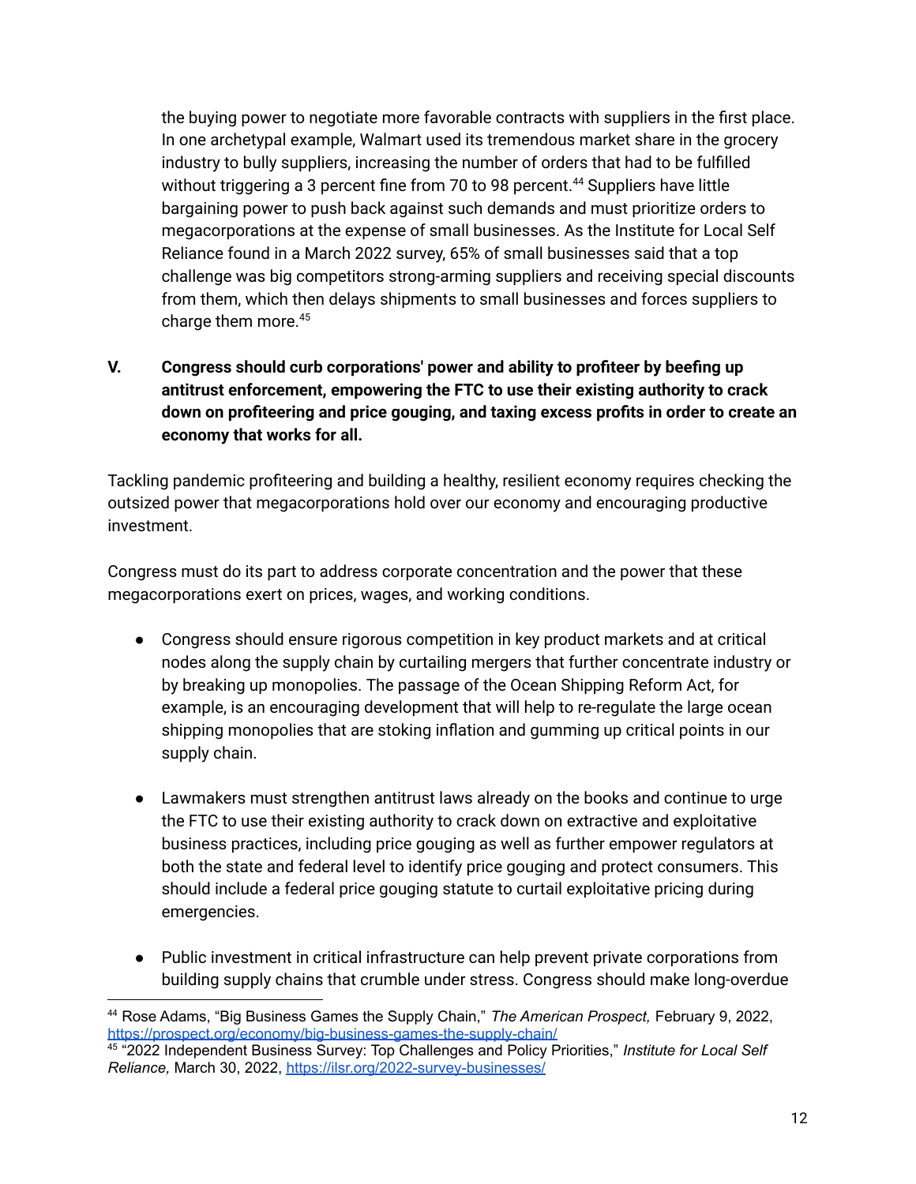the buying power to negotiate more favorable contracts with suppliers in the first place. In one archetypal example, Walmart used its tremendous market share in the grocery industry to bully suppliers, increasing the number of orders that had to be fulfilled without triggering a 3 percent fine from 70 to 98 percent.[44] Suppliers have little bargaining power to push back against such demands and must prioritize orders to megacorporations at the expense of small businesses. As the Institute for Local Self Reliance found in a March 2022 survey, 65% of small businesses said that a top challenge was big competitors strong-arming suppliers and receiving special discounts from them, which then delays shipments to small businesses and forces suppliers to charge them more.[45]

## V. Congress should curb corporations' power and ability to profiteer by beefing up antitrust enforcement, empowering the FTC to use their existing authority to crack down on profiteering and price gouging, and taxing excess profits in order to create an economy that works for all.

Tackling pandemic profiteering and building a healthy, resilient economy requires checking the outsized power that megacorporations hold over our economy and encouraging productive investment.

Congress must do its part to address corporate concentration and the power that these megacorporations exert on prices, wages, and working conditions.

- Congress should ensure rigorous competition in key product markets and at critical nodes along the supply chain by curtailing mergers that further concentrate industry or by breaking up monopolies. The passage of the Ocean Shipping Reform Act, for example, is an encouraging development that will help to re-regulate the large ocean shipping monopolies that are stoking inflation and gumming up critical points in our supply chain.

- Lawmakers must strengthen antitrust laws already on the books and continue to urge the FTC to use their existing authority to crack down on extractive and exploitative business practices, including price gouging as well as further empower regulators at both the state and federal level to identify price gouging and protect consumers. This should include a federal price gouging statute to curtail exploitative pricing during emergencies.

- Public investment in critical infrastructure can help prevent private corporations from building supply chains that crumble under stress. Congress should make long-overdue

---

[44] Rose Adams, "Big Business Games the Supply Chain," *The American Prospect,* February 9, 2022, https://prospect.org/economy/big-business-games-the-supply-chain/

[45] "2022 Independent Business Survey: Top Challenges and Policy Priorities," *Institute for Local Self Reliance,* March 30, 2022, https://ilsr.org/2022-survey-businesses/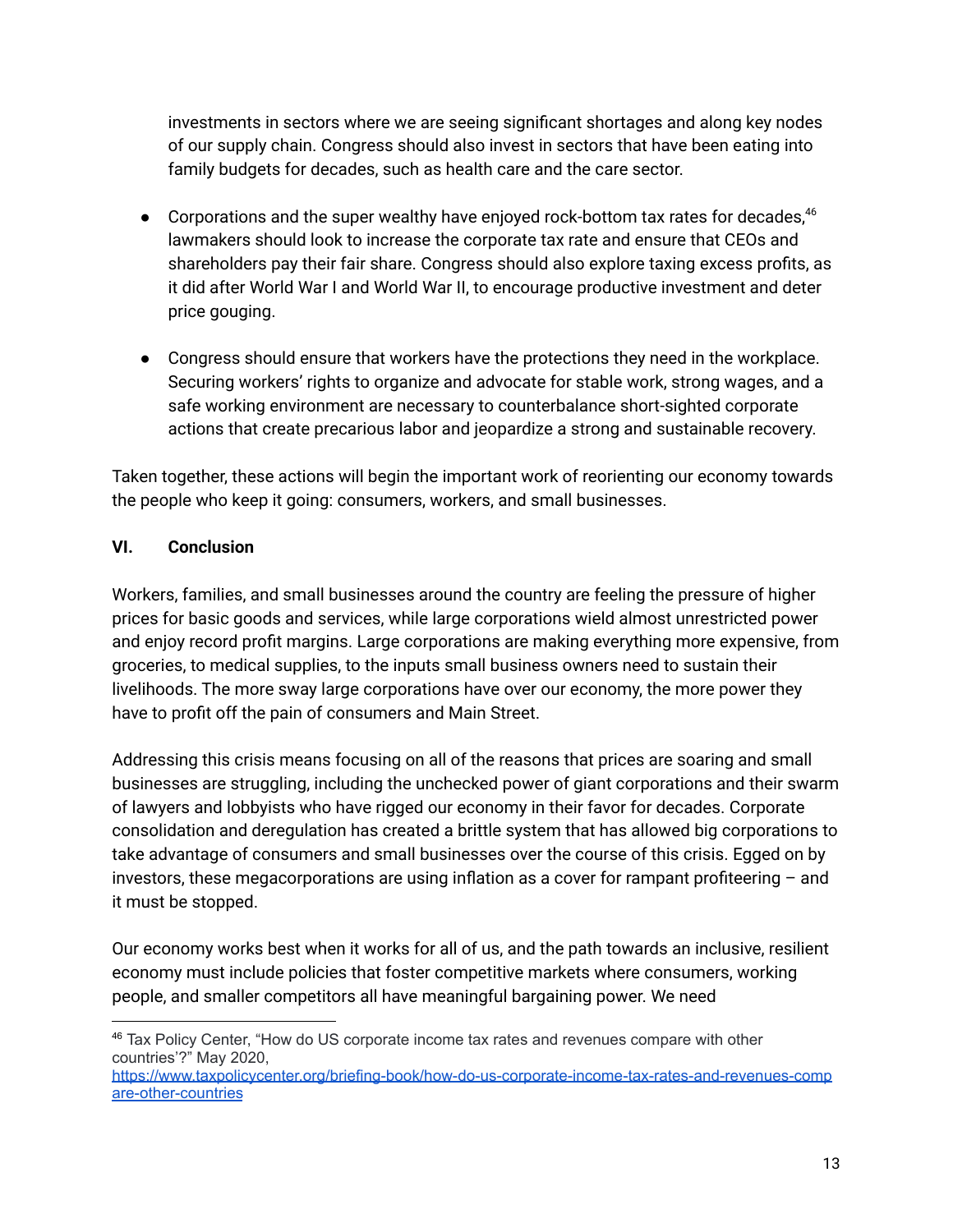investments in sectors where we are seeing significant shortages and along key nodes of our supply chain. Congress should also invest in sectors that have been eating into family budgets for decades, such as health care and the care sector.

- Corporations and the super wealthy have enjoyed rock-bottom tax rates for decades,[46] lawmakers should look to increase the corporate tax rate and ensure that CEOs and shareholders pay their fair share. Congress should also explore taxing excess profits, as it did after World War I and World War II, to encourage productive investment and deter price gouging.

- Congress should ensure that workers have the protections they need in the workplace. Securing workers' rights to organize and advocate for stable work, strong wages, and a safe working environment are necessary to counterbalance short-sighted corporate actions that create precarious labor and jeopardize a strong and sustainable recovery.

Taken together, these actions will begin the important work of reorienting our economy towards the people who keep it going: consumers, workers, and small businesses.

## VI. Conclusion

Workers, families, and small businesses around the country are feeling the pressure of higher prices for basic goods and services, while large corporations wield almost unrestricted power and enjoy record profit margins. Large corporations are making everything more expensive, from groceries, to medical supplies, to the inputs small business owners need to sustain their livelihoods. The more sway large corporations have over our economy, the more power they have to profit off the pain of consumers and Main Street.

Addressing this crisis means focusing on all of the reasons that prices are soaring and small businesses are struggling, including the unchecked power of giant corporations and their swarm of lawyers and lobbyists who have rigged our economy in their favor for decades. Corporate consolidation and deregulation has created a brittle system that has allowed big corporations to take advantage of consumers and small businesses over the course of this crisis. Egged on by investors, these megacorporations are using inflation as a cover for rampant profiteering – and it must be stopped.

Our economy works best when it works for all of us, and the path towards an inclusive, resilient economy must include policies that foster competitive markets where consumers, working people, and smaller competitors all have meaningful bargaining power. We need

---

[46] Tax Policy Center, "How do US corporate income tax rates and revenues compare with other countries'?" May 2020, https://www.taxpolicycenter.org/briefing-book/how-do-us-corporate-income-tax-rates-and-revenues-compare-other-countries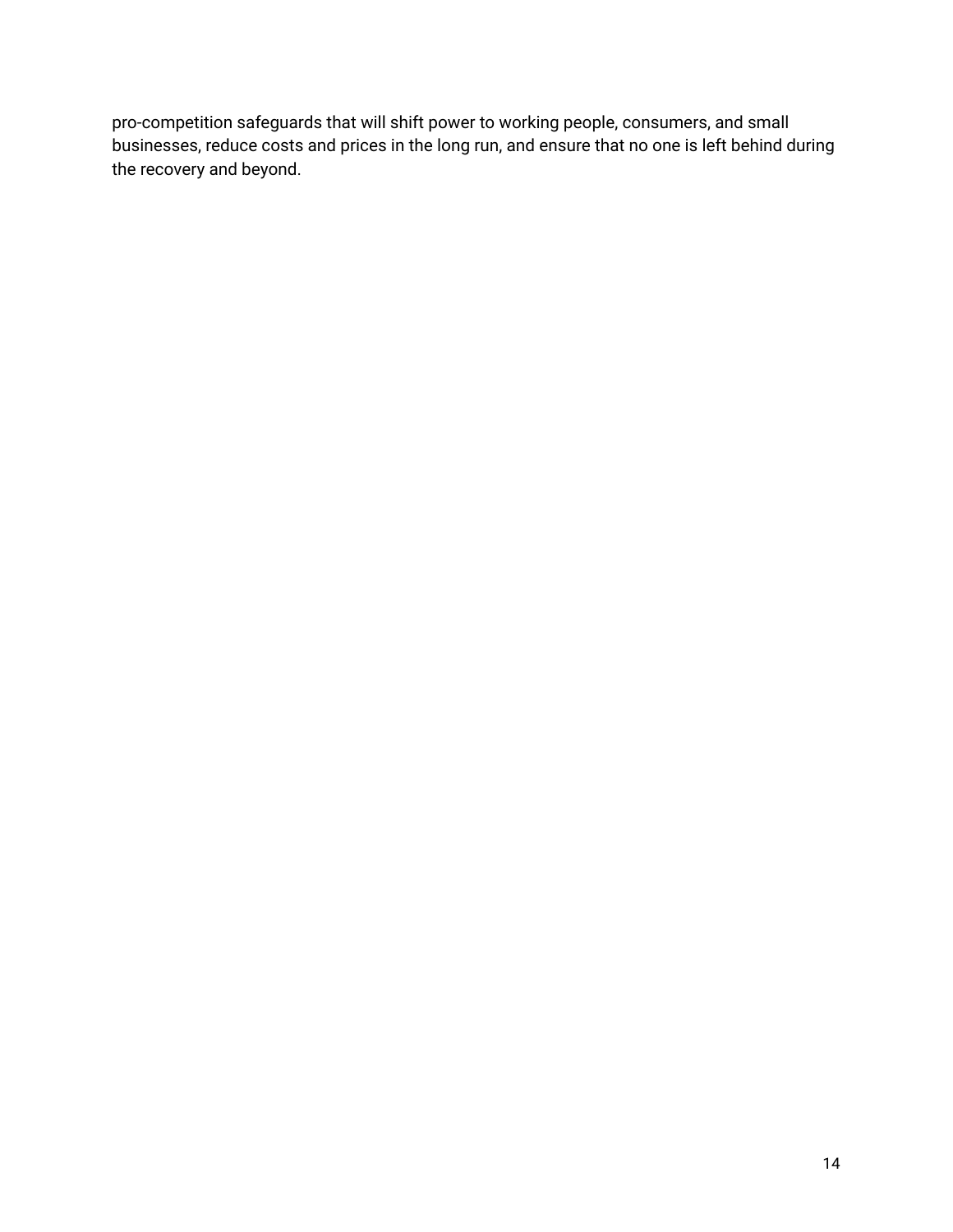pro-competition safeguards that will shift power to working people, consumers, and small businesses, reduce costs and prices in the long run, and ensure that no one is left behind during the recovery and beyond.